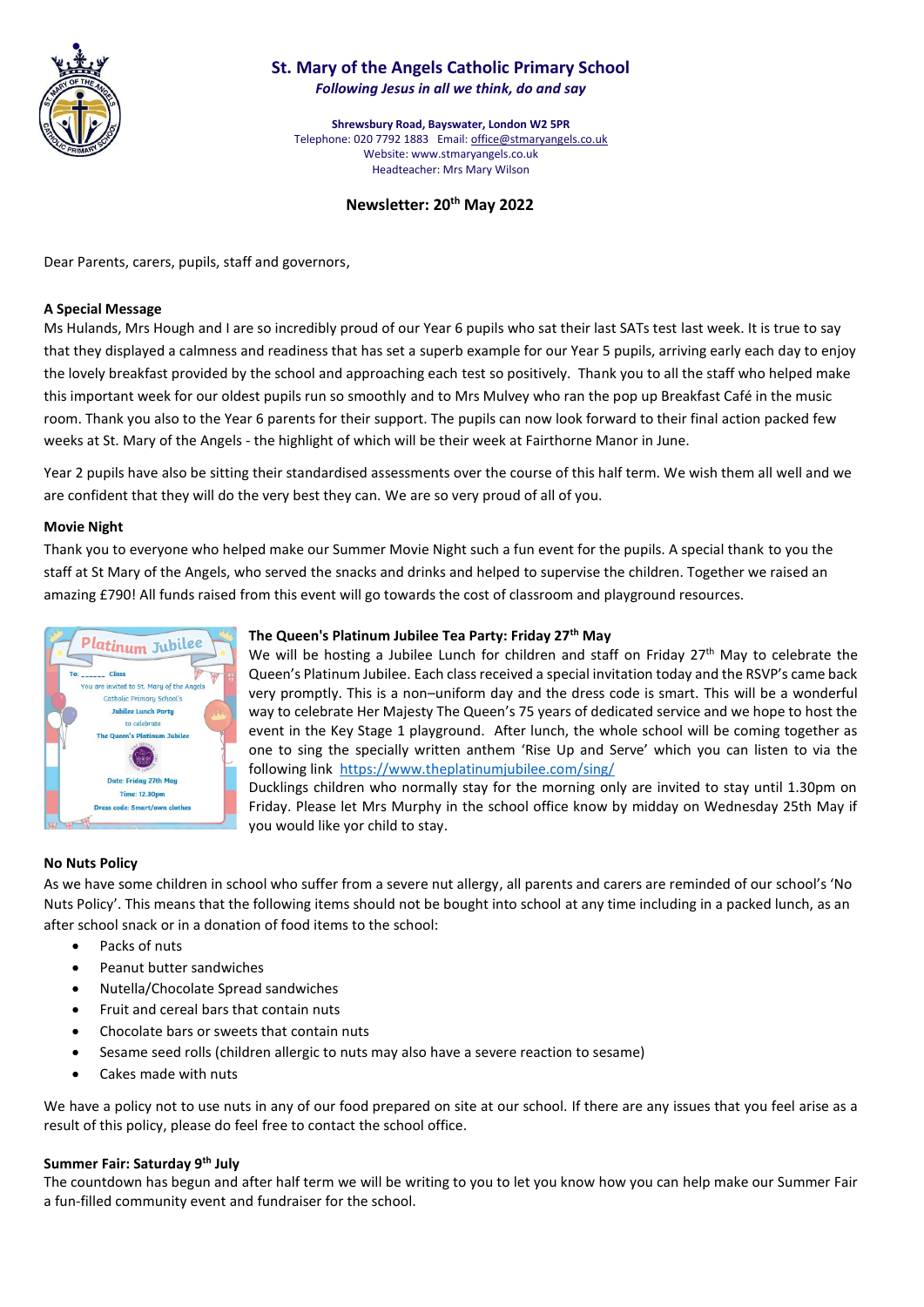# St. Mary of the Angels Catholic Primary School

*Following Jesus in all we think, do and say*

**Shrewsbury Road, Bayswater, London W2 5PR**
Telephone: 020 7792 1883 Email: office@stmaryangels.co.uk
Website: www.stmaryangels.co.uk
Headteacher: Mrs Mary Wilson

## Newsletter: 20th May 2022

Dear Parents, carers, pupils, staff and governors,

### A Special Message

Ms Hulands, Mrs Hough and I are so incredibly proud of our Year 6 pupils who sat their last SATs test last week. It is true to say that they displayed a calmness and readiness that has set a superb example for our Year 5 pupils, arriving early each day to enjoy the lovely breakfast provided by the school and approaching each test so positively. Thank you to all the staff who helped make this important week for our oldest pupils run so smoothly and to Mrs Mulvey who ran the pop up Breakfast Café in the music room. Thank you also to the Year 6 parents for their support. The pupils can now look forward to their final action packed few weeks at St. Mary of the Angels - the highlight of which will be their week at Fairthorne Manor in June.

Year 2 pupils have also be sitting their standardised assessments over the course of this half term. We wish them all well and we are confident that they will do the very best they can. We are so very proud of all of you.

### Movie Night

Thank you to everyone who helped make our Summer Movie Night such a fun event for the pupils. A special thank to you the staff at St Mary of the Angels, who served the snacks and drinks and helped to supervise the children. Together we raised an amazing £790! All funds raised from this event will go towards the cost of classroom and playground resources.

### The Queen's Platinum Jubilee Tea Party: Friday 27th May

We will be hosting a Jubilee Lunch for children and staff on Friday 27th May to celebrate the Queen's Platinum Jubilee. Each class received a special invitation today and the RSVP's came back very promptly. This is a non–uniform day and the dress code is smart. This will be a wonderful way to celebrate Her Majesty The Queen's 75 years of dedicated service and we hope to host the event in the Key Stage 1 playground. After lunch, the whole school will be coming together as one to sing the specially written anthem 'Rise Up and Serve' which you can listen to via the following link https://www.theplatinumjubilee.com/sing/

Ducklings children who normally stay for the morning only are invited to stay until 1.30pm on Friday. Please let Mrs Murphy in the school office know by midday on Wednesday 25th May if you would like yor child to stay.

### No Nuts Policy

As we have some children in school who suffer from a severe nut allergy, all parents and carers are reminded of our school's 'No Nuts Policy'. This means that the following items should not be bought into school at any time including in a packed lunch, as an after school snack or in a donation of food items to the school:

- Packs of nuts
- Peanut butter sandwiches
- Nutella/Chocolate Spread sandwiches
- Fruit and cereal bars that contain nuts
- Chocolate bars or sweets that contain nuts
- Sesame seed rolls (children allergic to nuts may also have a severe reaction to sesame)
- Cakes made with nuts

We have a policy not to use nuts in any of our food prepared on site at our school. If there are any issues that you feel arise as a result of this policy, please do feel free to contact the school office.

### Summer Fair: Saturday 9th July

The countdown has begun and after half term we will be writing to you to let you know how you can help make our Summer Fair a fun-filled community event and fundraiser for the school.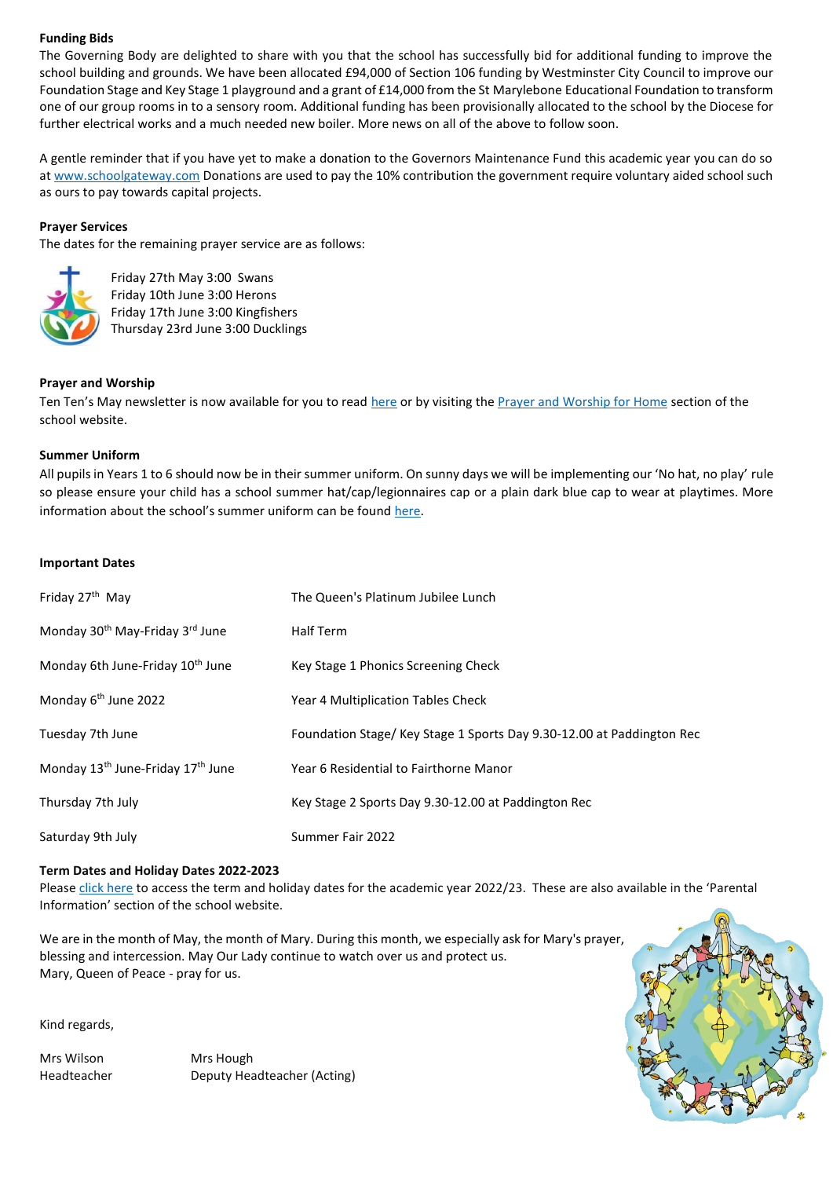**Funding Bids**

The Governing Body are delighted to share with you that the school has successfully bid for additional funding to improve the school building and grounds. We have been allocated £94,000 of Section 106 funding by Westminster City Council to improve our Foundation Stage and Key Stage 1 playground and a grant of £14,000 from the St Marylebone Educational Foundation to transform one of our group rooms in to a sensory room. Additional funding has been provisionally allocated to the school by the Diocese for further electrical works and a much needed new boiler. More news on all of the above to follow soon.

A gentle reminder that if you have yet to make a donation to the Governors Maintenance Fund this academic year you can do so at www.schoolgateway.com Donations are used to pay the 10% contribution the government require voluntary aided school such as ours to pay towards capital projects.

**Prayer Services**

The dates for the remaining prayer service are as follows:

Friday 27th May 3:00 Swans
Friday 10th June 3:00 Herons
Friday 17th June 3:00 Kingfishers
Thursday 23rd June 3:00 Ducklings

**Prayer and Worship**

Ten Ten's May newsletter is now available for you to read here or by visiting the Prayer and Worship for Home section of the school website.

**Summer Uniform**

All pupils in Years 1 to 6 should now be in their summer uniform. On sunny days we will be implementing our 'No hat, no play' rule so please ensure your child has a school summer hat/cap/legionnaires cap or a plain dark blue cap to wear at playtimes. More information about the school's summer uniform can be found here.

**Important Dates**

| | |
|---|---|
| Friday 27th May | The Queen's Platinum Jubilee Lunch |
| Monday 30th May-Friday 3rd June | Half Term |
| Monday 6th June-Friday 10th June | Key Stage 1 Phonics Screening Check |
| Monday 6th June 2022 | Year 4 Multiplication Tables Check |
| Tuesday 7th June | Foundation Stage/ Key Stage 1 Sports Day 9.30-12.00 at Paddington Rec |
| Monday 13th June-Friday 17th June | Year 6 Residential to Fairthorne Manor |
| Thursday 7th July | Key Stage 2 Sports Day 9.30-12.00 at Paddington Rec |
| Saturday 9th July | Summer Fair 2022 |

**Term Dates and Holiday Dates 2022-2023**

Please click here to access the term and holiday dates for the academic year 2022/23. These are also available in the 'Parental Information' section of the school website.

We are in the month of May, the month of Mary. During this month, we especially ask for Mary's prayer, blessing and intercession. May Our Lady continue to watch over us and protect us.
Mary, Queen of Peace - pray for us.

Kind regards,

Mrs Wilson
Headteacher

Mrs Hough
Deputy Headteacher (Acting)